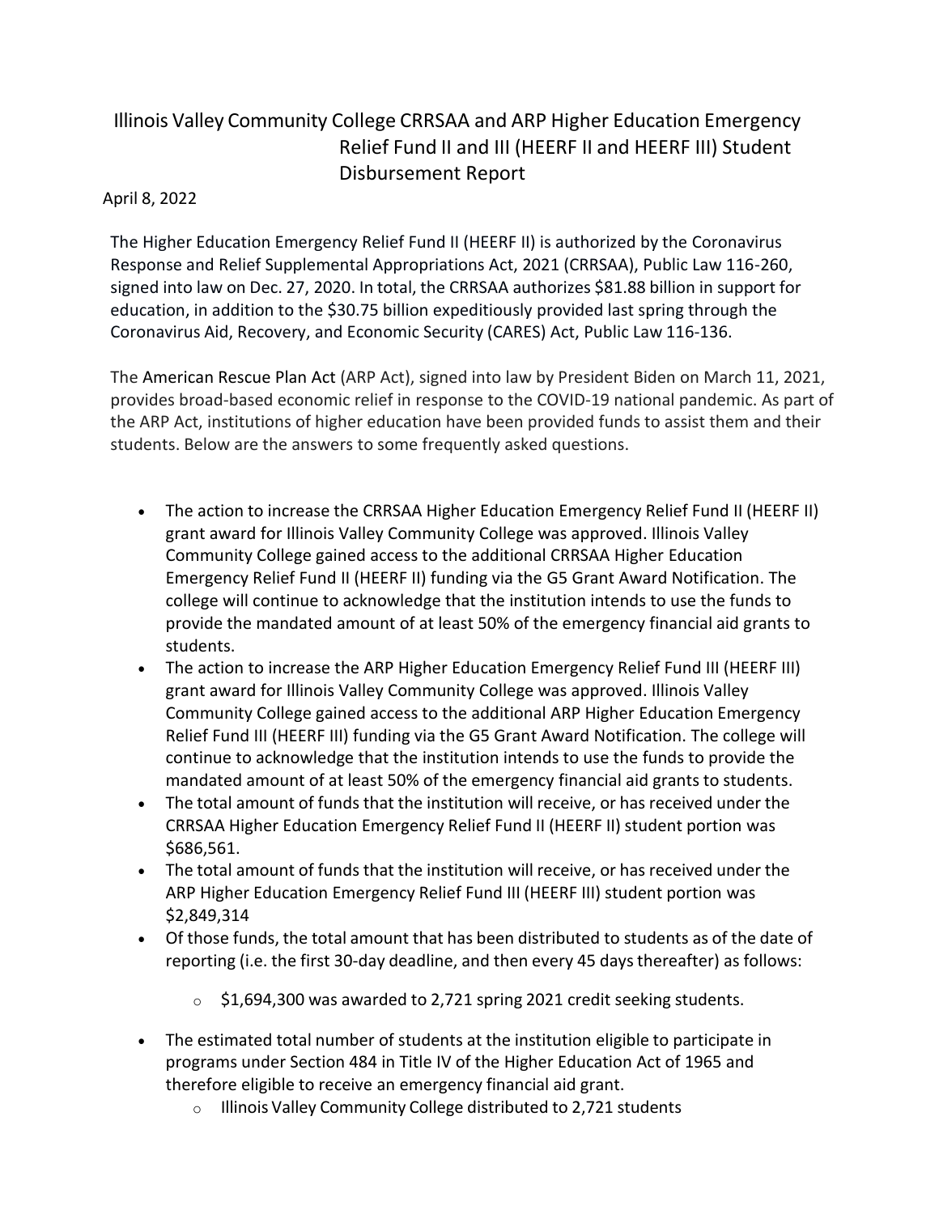# Illinois Valley Community College CRRSAA and ARP Higher Education Emergency Relief Fund II and III (HEERF II and HEERF III) Student Disbursement Report

April 8, 2022

The Higher Education Emergency Relief Fund II (HEERF II) is authorized by the Coronavirus Response and Relief Supplemental Appropriations Act, 2021 (CRRSAA), Public Law 116-260, signed into law on Dec. 27, 2020. In total, the CRRSAA authorizes $81.88 billion in support for education, in addition to the $30.75 billion expeditiously provided last spring through the Coronavirus Aid, Recovery, and Economic Security (CARES) Act, Public Law 116-136.

The American Rescue Plan Act (ARP Act), signed into law by President Biden on March 11, 2021, provides broad-based economic relief in response to the COVID-19 national pandemic. As part of the ARP Act, institutions of higher education have been provided funds to assist them and their students. Below are the answers to some frequently asked questions.

- The action to increase the CRRSAA Higher Education Emergency Relief Fund II (HEERF II) grant award for Illinois Valley Community College was approved. Illinois Valley Community College gained access to the additional CRRSAA Higher Education Emergency Relief Fund II (HEERF II) funding via the G5 Grant Award Notification. The college will continue to acknowledge that the institution intends to use the funds to provide the mandated amount of at least 50% of the emergency financial aid grants to students.
- The action to increase the ARP Higher Education Emergency Relief Fund III (HEERF III) grant award for Illinois Valley Community College was approved. Illinois Valley Community College gained access to the additional ARP Higher Education Emergency Relief Fund III (HEERF III) funding via the G5 Grant Award Notification. The college will continue to acknowledge that the institution intends to use the funds to provide the mandated amount of at least 50% of the emergency financial aid grants to students.
- The total amount of funds that the institution will receive, or has received under the CRRSAA Higher Education Emergency Relief Fund II (HEERF II) student portion was $686,561.
- The total amount of funds that the institution will receive, or has received under the ARP Higher Education Emergency Relief Fund III (HEERF III) student portion was $2,849,314
- Of those funds, the total amount that has been distributed to students as of the date of reporting (i.e. the first 30-day deadline, and then every 45 days thereafter) as follows:
    - $1,694,300 was awarded to 2,721 spring 2021 credit seeking students.
- The estimated total number of students at the institution eligible to participate in programs under Section 484 in Title IV of the Higher Education Act of 1965 and therefore eligible to receive an emergency financial aid grant.
    - Illinois Valley Community College distributed to 2,721 students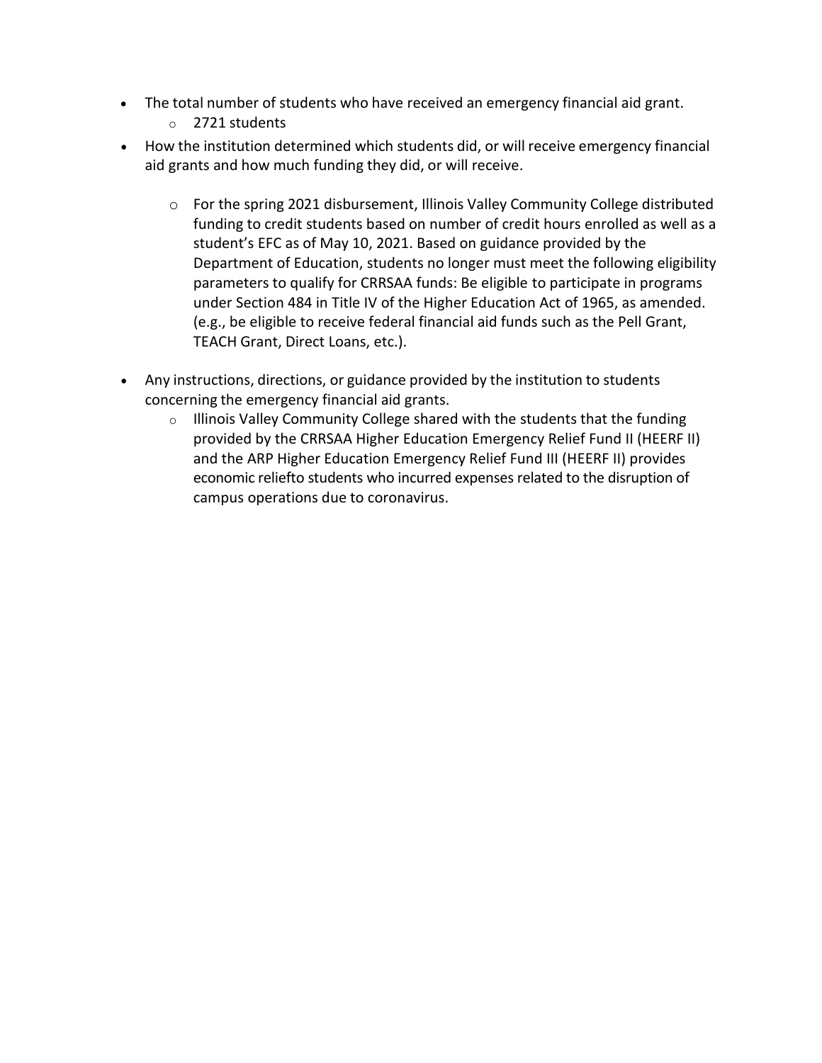- The total number of students who have received an emergency financial aid grant.
  - 2721 students
- How the institution determined which students did, or will receive emergency financial aid grants and how much funding they did, or will receive.
  - For the spring 2021 disbursement, Illinois Valley Community College distributed funding to credit students based on number of credit hours enrolled as well as a student's EFC as of May 10, 2021. Based on guidance provided by the Department of Education, students no longer must meet the following eligibility parameters to qualify for CRRSAA funds: Be eligible to participate in programs under Section 484 in Title IV of the Higher Education Act of 1965, as amended. (e.g., be eligible to receive federal financial aid funds such as the Pell Grant, TEACH Grant, Direct Loans, etc.).
- Any instructions, directions, or guidance provided by the institution to students concerning the emergency financial aid grants.
  - Illinois Valley Community College shared with the students that the funding provided by the CRRSAA Higher Education Emergency Relief Fund II (HEERF II) and the ARP Higher Education Emergency Relief Fund III (HEERF II) provides economic reliefto students who incurred expenses related to the disruption of campus operations due to coronavirus.